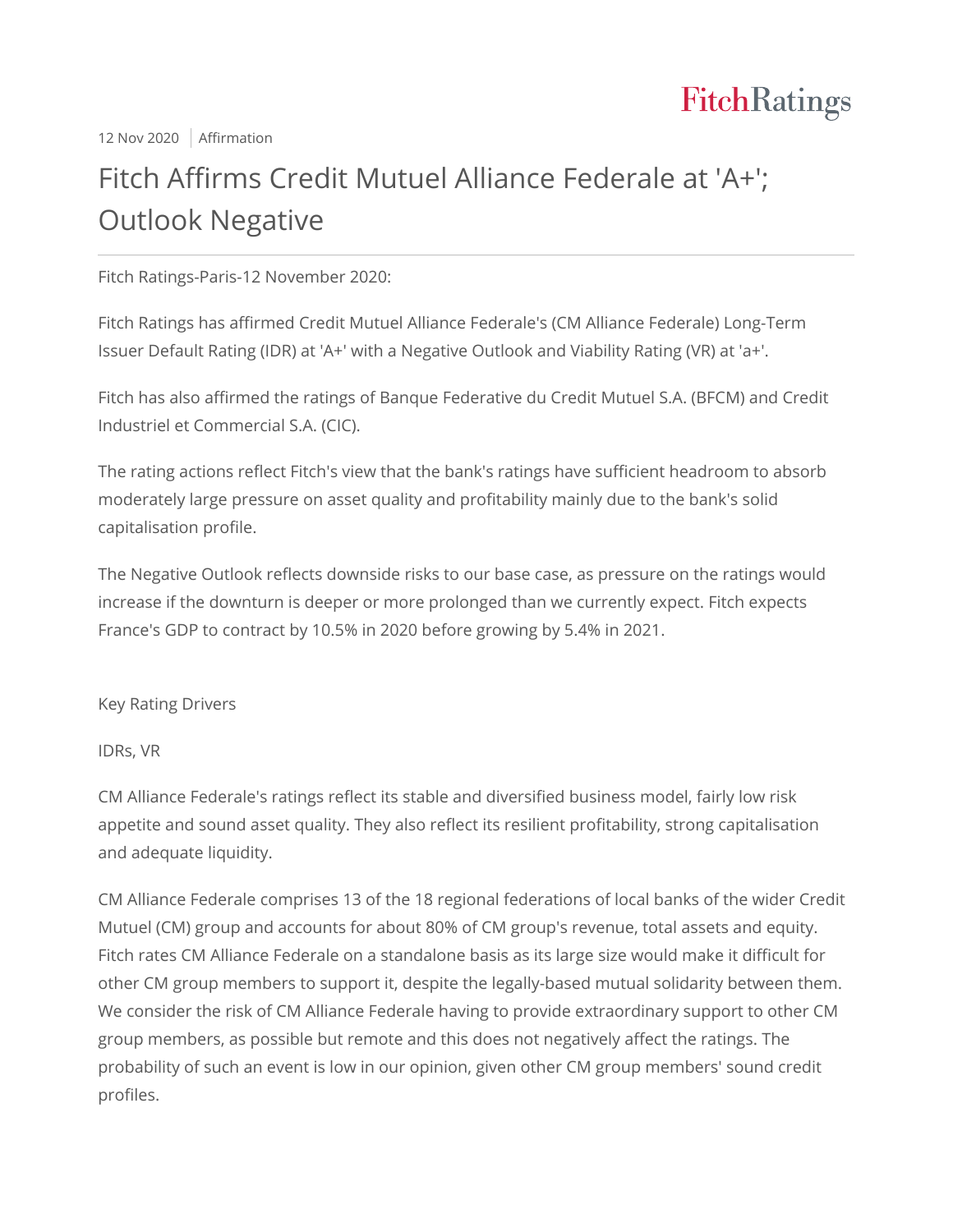12 Nov 2020 | Affirmation

# Fitch Affirms Credit Mutuel Alliance Federale at 'A+'; Outlook Negative

Fitch Ratings-Paris-12 November 2020:

Fitch Ratings has affirmed Credit Mutuel Alliance Federale's (CM Alliance Federale) Long-Term Issuer Default Rating (IDR) at 'A+' with a Negative Outlook and Viability Rating (VR) at 'a+'.

Fitch has also affirmed the ratings of Banque Federative du Credit Mutuel S.A. (BFCM) and Credit Industriel et Commercial S.A. (CIC).

The rating actions reflect Fitch's view that the bank's ratings have sufficient headroom to absorb moderately large pressure on asset quality and profitability mainly due to the bank's solid capitalisation profile.

The Negative Outlook reflects downside risks to our base case, as pressure on the ratings would increase if the downturn is deeper or more prolonged than we currently expect. Fitch expects France's GDP to contract by 10.5% in 2020 before growing by 5.4% in 2021.

## Key Rating Drivers

### IDRs, VR

CM Alliance Federale's ratings reflect its stable and diversified business model, fairly low risk appetite and sound asset quality. They also reflect its resilient profitability, strong capitalisation and adequate liquidity.

CM Alliance Federale comprises 13 of the 18 regional federations of local banks of the wider Credit Mutuel (CM) group and accounts for about 80% of CM group's revenue, total assets and equity. Fitch rates CM Alliance Federale on a standalone basis as its large size would make it difficult for other CM group members to support it, despite the legally-based mutual solidarity between them. We consider the risk of CM Alliance Federale having to provide extraordinary support to other CM group members, as possible but remote and this does not negatively affect the ratings. The probability of such an event is low in our opinion, given other CM group members' sound credit profiles.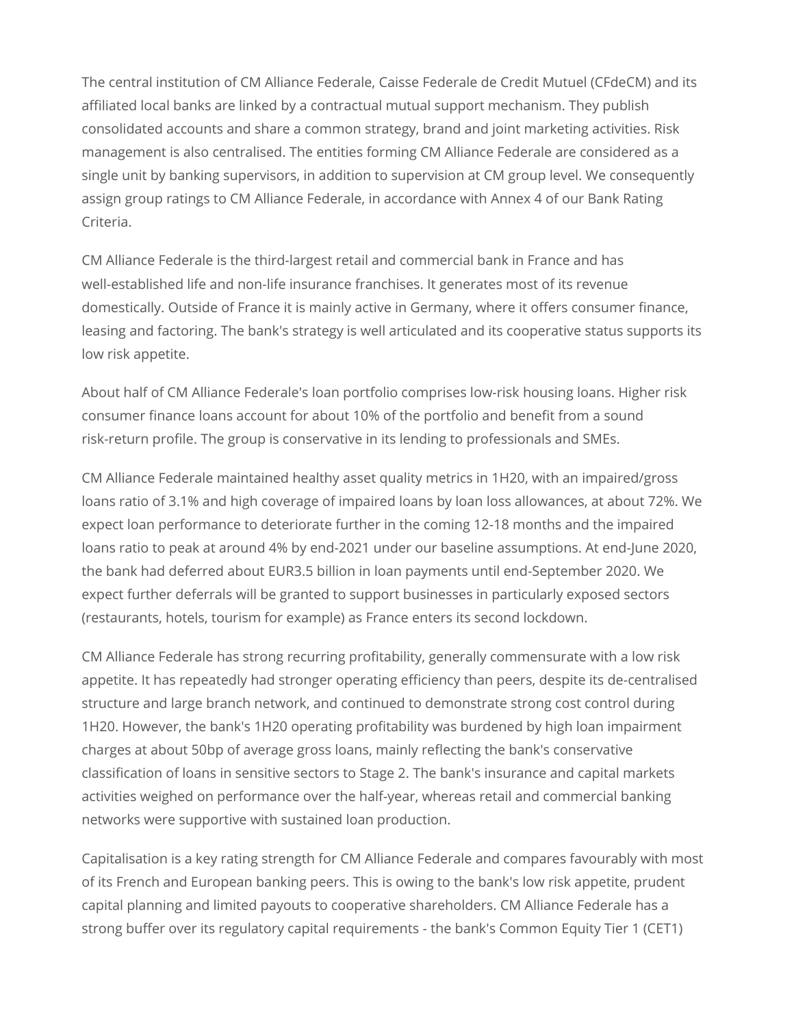The central institution of CM Alliance Federale, Caisse Federale de Credit Mutuel (CFdeCM) and its affiliated local banks are linked by a contractual mutual support mechanism. They publish consolidated accounts and share a common strategy, brand and joint marketing activities. Risk management is also centralised. The entities forming CM Alliance Federale are considered as a single unit by banking supervisors, in addition to supervision at CM group level. We consequently assign group ratings to CM Alliance Federale, in accordance with Annex 4 of our Bank Rating Criteria.

CM Alliance Federale is the third-largest retail and commercial bank in France and has well-established life and non-life insurance franchises. It generates most of its revenue domestically. Outside of France it is mainly active in Germany, where it offers consumer finance, leasing and factoring. The bank's strategy is well articulated and its cooperative status supports its low risk appetite.

About half of CM Alliance Federale's loan portfolio comprises low-risk housing loans. Higher risk consumer finance loans account for about 10% of the portfolio and benefit from a sound risk-return profile. The group is conservative in its lending to professionals and SMEs.

CM Alliance Federale maintained healthy asset quality metrics in 1H20, with an impaired/gross loans ratio of 3.1% and high coverage of impaired loans by loan loss allowances, at about 72%. We expect loan performance to deteriorate further in the coming 12-18 months and the impaired loans ratio to peak at around 4% by end-2021 under our baseline assumptions. At end-June 2020, the bank had deferred about EUR3.5 billion in loan payments until end-September 2020. We expect further deferrals will be granted to support businesses in particularly exposed sectors (restaurants, hotels, tourism for example) as France enters its second lockdown.

CM Alliance Federale has strong recurring profitability, generally commensurate with a low risk appetite. It has repeatedly had stronger operating efficiency than peers, despite its de-centralised structure and large branch network, and continued to demonstrate strong cost control during 1H20. However, the bank's 1H20 operating profitability was burdened by high loan impairment charges at about 50bp of average gross loans, mainly reflecting the bank's conservative classification of loans in sensitive sectors to Stage 2. The bank's insurance and capital markets activities weighed on performance over the half-year, whereas retail and commercial banking networks were supportive with sustained loan production.

Capitalisation is a key rating strength for CM Alliance Federale and compares favourably with most of its French and European banking peers. This is owing to the bank's low risk appetite, prudent capital planning and limited payouts to cooperative shareholders. CM Alliance Federale has a strong buffer over its regulatory capital requirements - the bank's Common Equity Tier 1 (CET1)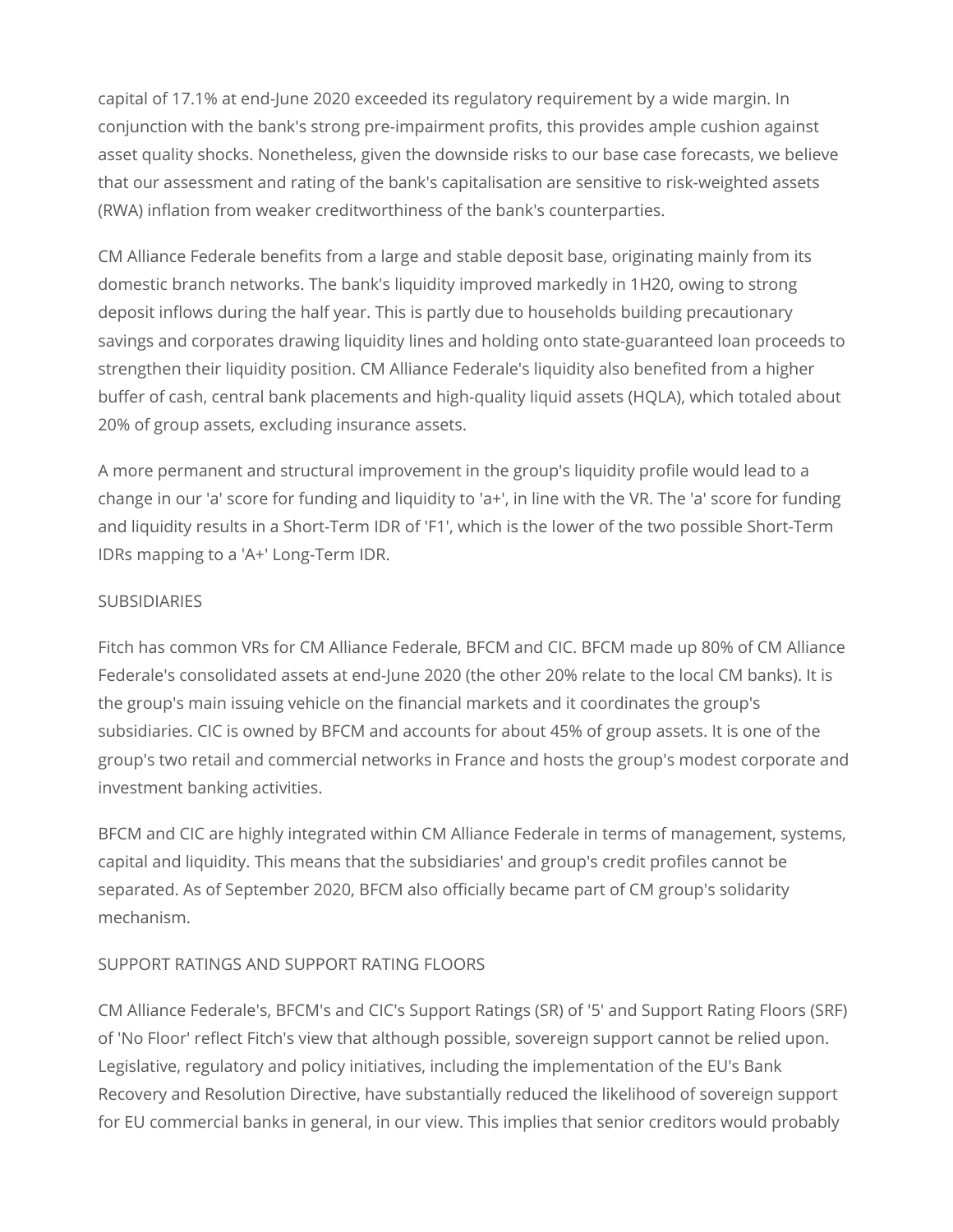capital of 17.1% at end-June 2020 exceeded its regulatory requirement by a wide margin. In conjunction with the bank's strong pre-impairment profits, this provides ample cushion against asset quality shocks. Nonetheless, given the downside risks to our base case forecasts, we believe that our assessment and rating of the bank's capitalisation are sensitive to risk-weighted assets (RWA) inflation from weaker creditworthiness of the bank's counterparties.

CM Alliance Federale benefits from a large and stable deposit base, originating mainly from its domestic branch networks. The bank's liquidity improved markedly in 1H20, owing to strong deposit inflows during the half year. This is partly due to households building precautionary savings and corporates drawing liquidity lines and holding onto state-guaranteed loan proceeds to strengthen their liquidity position. CM Alliance Federale's liquidity also benefited from a higher buffer of cash, central bank placements and high-quality liquid assets (HQLA), which totaled about 20% of group assets, excluding insurance assets.

A more permanent and structural improvement in the group's liquidity profile would lead to a change in our 'a' score for funding and liquidity to 'a+', in line with the VR. The 'a' score for funding and liquidity results in a Short-Term IDR of 'F1', which is the lower of the two possible Short-Term IDRs mapping to a 'A+' Long-Term IDR.

SUBSIDIARIES

Fitch has common VRs for CM Alliance Federale, BFCM and CIC. BFCM made up 80% of CM Alliance Federale's consolidated assets at end-June 2020 (the other 20% relate to the local CM banks). It is the group's main issuing vehicle on the financial markets and it coordinates the group's subsidiaries. CIC is owned by BFCM and accounts for about 45% of group assets. It is one of the group's two retail and commercial networks in France and hosts the group's modest corporate and investment banking activities.

BFCM and CIC are highly integrated within CM Alliance Federale in terms of management, systems, capital and liquidity. This means that the subsidiaries' and group's credit profiles cannot be separated. As of September 2020, BFCM also officially became part of CM group's solidarity mechanism.

SUPPORT RATINGS AND SUPPORT RATING FLOORS

CM Alliance Federale's, BFCM's and CIC's Support Ratings (SR) of '5' and Support Rating Floors (SRF) of 'No Floor' reflect Fitch's view that although possible, sovereign support cannot be relied upon. Legislative, regulatory and policy initiatives, including the implementation of the EU's Bank Recovery and Resolution Directive, have substantially reduced the likelihood of sovereign support for EU commercial banks in general, in our view. This implies that senior creditors would probably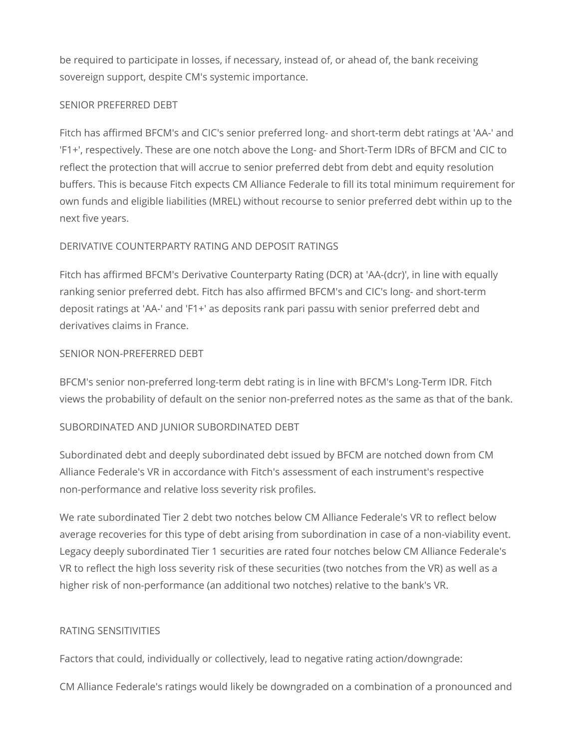be required to participate in losses, if necessary, instead of, or ahead of, the bank receiving sovereign support, despite CM's systemic importance.

## SENIOR PREFERRED DEBT

Fitch has affirmed BFCM's and CIC's senior preferred long- and short-term debt ratings at 'AA-' and 'F1+', respectively. These are one notch above the Long- and Short-Term IDRs of BFCM and CIC to reflect the protection that will accrue to senior preferred debt from debt and equity resolution buffers. This is because Fitch expects CM Alliance Federale to fill its total minimum requirement for own funds and eligible liabilities (MREL) without recourse to senior preferred debt within up to the next five years.

## DERIVATIVE COUNTERPARTY RATING AND DEPOSIT RATINGS

Fitch has affirmed BFCM's Derivative Counterparty Rating (DCR) at 'AA-(dcr)', in line with equally ranking senior preferred debt. Fitch has also affirmed BFCM's and CIC's long- and short-term deposit ratings at 'AA-' and 'F1+' as deposits rank pari passu with senior preferred debt and derivatives claims in France.

## SENIOR NON-PREFERRED DEBT

BFCM's senior non-preferred long-term debt rating is in line with BFCM's Long-Term IDR. Fitch views the probability of default on the senior non-preferred notes as the same as that of the bank.

## SUBORDINATED AND JUNIOR SUBORDINATED DEBT

Subordinated debt and deeply subordinated debt issued by BFCM are notched down from CM Alliance Federale's VR in accordance with Fitch's assessment of each instrument's respective non-performance and relative loss severity risk profiles.

We rate subordinated Tier 2 debt two notches below CM Alliance Federale's VR to reflect below average recoveries for this type of debt arising from subordination in case of a non-viability event. Legacy deeply subordinated Tier 1 securities are rated four notches below CM Alliance Federale's VR to reflect the high loss severity risk of these securities (two notches from the VR) as well as a higher risk of non-performance (an additional two notches) relative to the bank's VR.

## RATING SENSITIVITIES

Factors that could, individually or collectively, lead to negative rating action/downgrade:

CM Alliance Federale's ratings would likely be downgraded on a combination of a pronounced and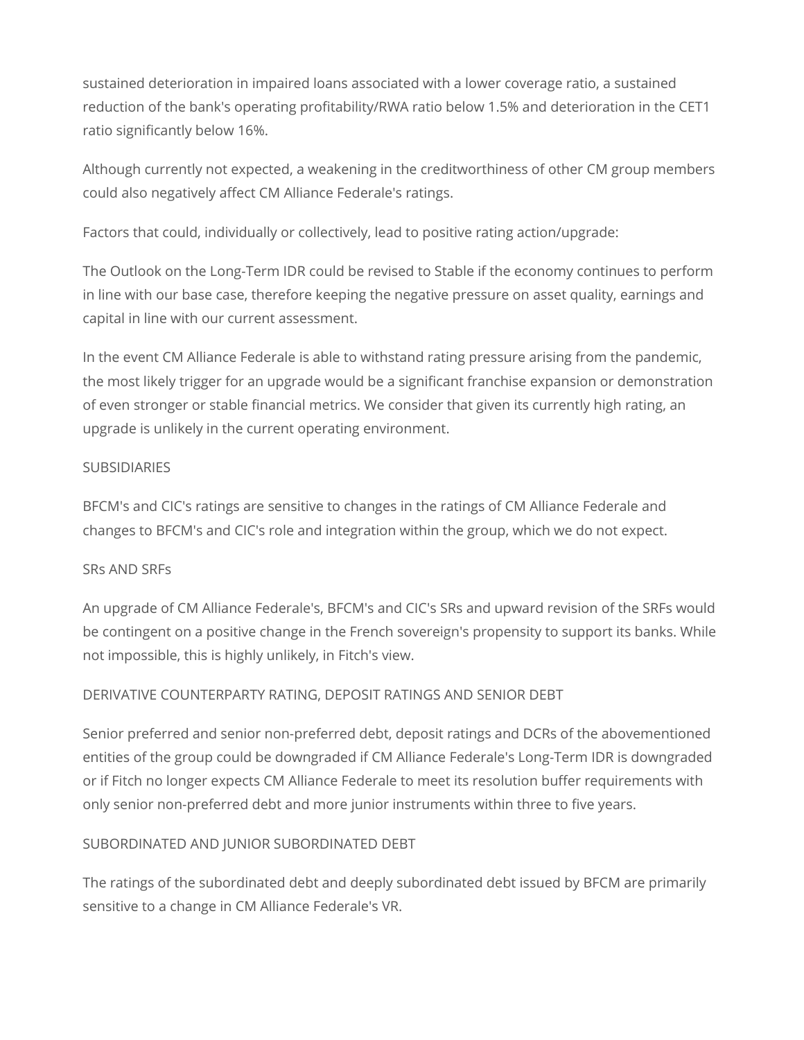sustained deterioration in impaired loans associated with a lower coverage ratio, a sustained reduction of the bank's operating profitability/RWA ratio below 1.5% and deterioration in the CET1 ratio significantly below 16%.

Although currently not expected, a weakening in the creditworthiness of other CM group members could also negatively affect CM Alliance Federale's ratings.

Factors that could, individually or collectively, lead to positive rating action/upgrade:

The Outlook on the Long-Term IDR could be revised to Stable if the economy continues to perform in line with our base case, therefore keeping the negative pressure on asset quality, earnings and capital in line with our current assessment.

In the event CM Alliance Federale is able to withstand rating pressure arising from the pandemic, the most likely trigger for an upgrade would be a significant franchise expansion or demonstration of even stronger or stable financial metrics. We consider that given its currently high rating, an upgrade is unlikely in the current operating environment.

SUBSIDIARIES

BFCM's and CIC's ratings are sensitive to changes in the ratings of CM Alliance Federale and changes to BFCM's and CIC's role and integration within the group, which we do not expect.

SRs AND SRFs

An upgrade of CM Alliance Federale's, BFCM's and CIC's SRs and upward revision of the SRFs would be contingent on a positive change in the French sovereign's propensity to support its banks. While not impossible, this is highly unlikely, in Fitch's view.

DERIVATIVE COUNTERPARTY RATING, DEPOSIT RATINGS AND SENIOR DEBT

Senior preferred and senior non-preferred debt, deposit ratings and DCRs of the abovementioned entities of the group could be downgraded if CM Alliance Federale's Long-Term IDR is downgraded or if Fitch no longer expects CM Alliance Federale to meet its resolution buffer requirements with only senior non-preferred debt and more junior instruments within three to five years.

SUBORDINATED AND JUNIOR SUBORDINATED DEBT

The ratings of the subordinated debt and deeply subordinated debt issued by BFCM are primarily sensitive to a change in CM Alliance Federale's VR.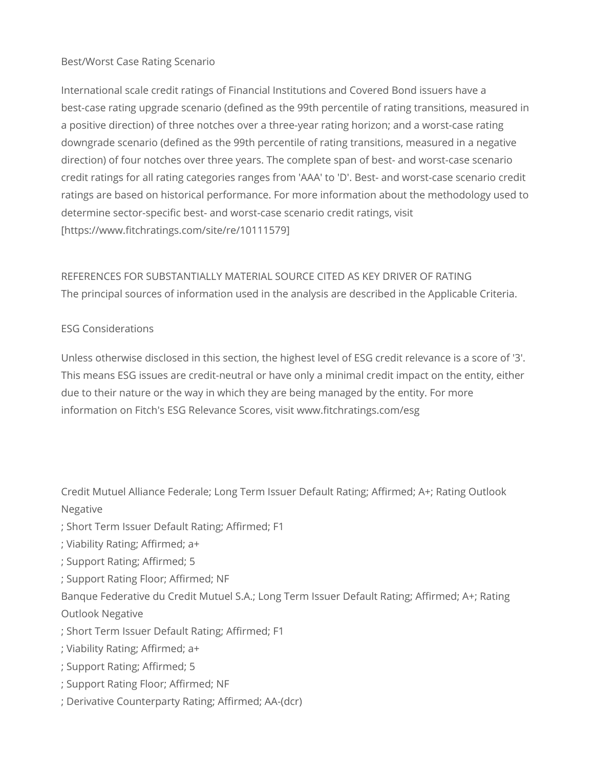Best/Worst Case Rating Scenario

International scale credit ratings of Financial Institutions and Covered Bond issuers have a best-case rating upgrade scenario (defined as the 99th percentile of rating transitions, measured in a positive direction) of three notches over a three-year rating horizon; and a worst-case rating downgrade scenario (defined as the 99th percentile of rating transitions, measured in a negative direction) of four notches over three years. The complete span of best- and worst-case scenario credit ratings for all rating categories ranges from 'AAA' to 'D'. Best- and worst-case scenario credit ratings are based on historical performance. For more information about the methodology used to determine sector-specific best- and worst-case scenario credit ratings, visit [https://www.fitchratings.com/site/re/10111579]

REFERENCES FOR SUBSTANTIALLY MATERIAL SOURCE CITED AS KEY DRIVER OF RATING
The principal sources of information used in the analysis are described in the Applicable Criteria.

ESG Considerations

Unless otherwise disclosed in this section, the highest level of ESG credit relevance is a score of '3'. This means ESG issues are credit-neutral or have only a minimal credit impact on the entity, either due to their nature or the way in which they are being managed by the entity. For more information on Fitch's ESG Relevance Scores, visit www.fitchratings.com/esg

Credit Mutuel Alliance Federale; Long Term Issuer Default Rating; Affirmed; A+; Rating Outlook Negative
; Short Term Issuer Default Rating; Affirmed; F1
; Viability Rating; Affirmed; a+
; Support Rating; Affirmed; 5
; Support Rating Floor; Affirmed; NF
Banque Federative du Credit Mutuel S.A.; Long Term Issuer Default Rating; Affirmed; A+; Rating Outlook Negative
; Short Term Issuer Default Rating; Affirmed; F1
; Viability Rating; Affirmed; a+
; Support Rating; Affirmed; 5
; Support Rating Floor; Affirmed; NF
; Derivative Counterparty Rating; Affirmed; AA-(dcr)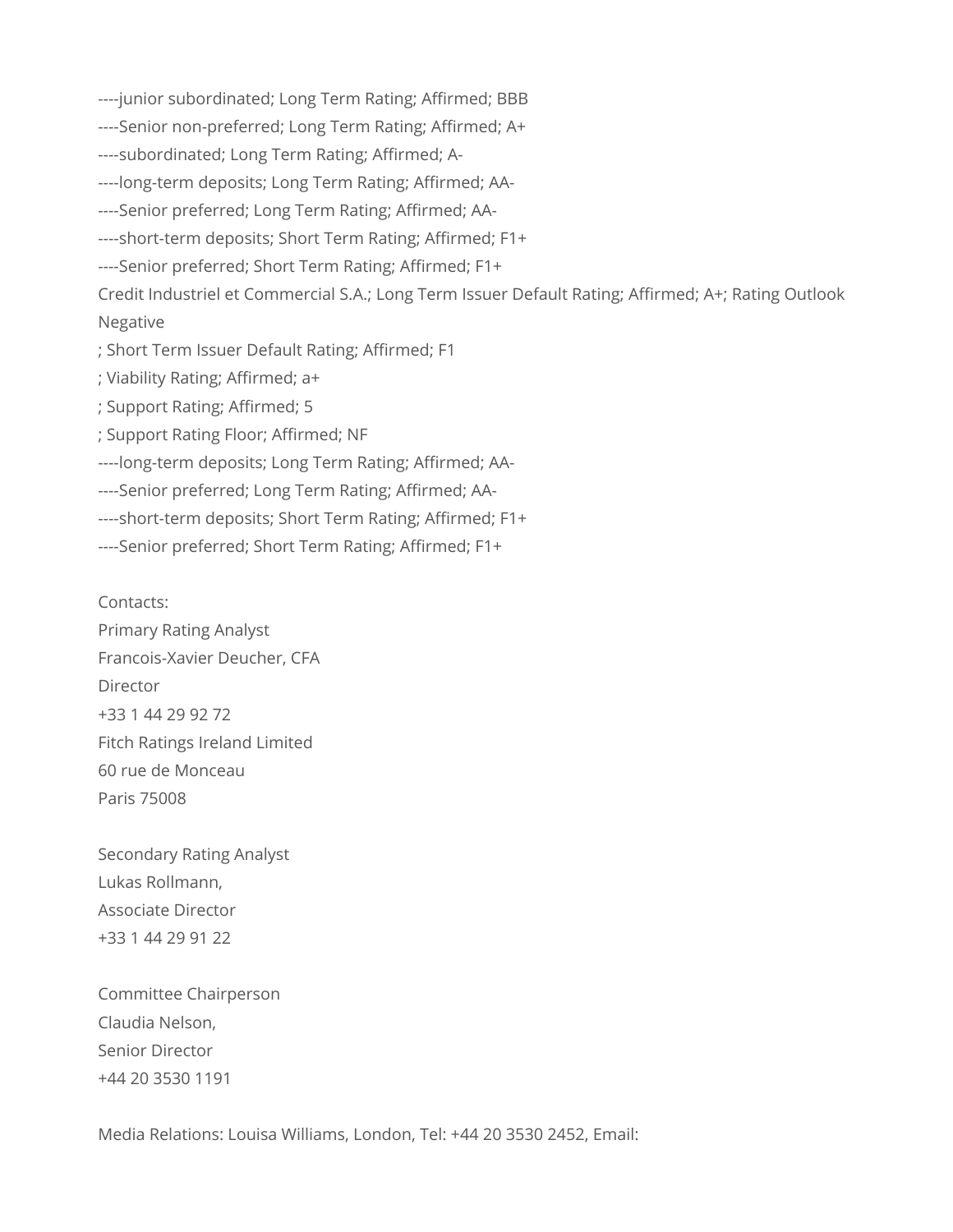----junior subordinated; Long Term Rating; Affirmed; BBB

----Senior non-preferred; Long Term Rating; Affirmed; A+

----subordinated; Long Term Rating; Affirmed; A-

----long-term deposits; Long Term Rating; Affirmed; AA-

----Senior preferred; Long Term Rating; Affirmed; AA-

----short-term deposits; Short Term Rating; Affirmed; F1+

----Senior preferred; Short Term Rating; Affirmed; F1+

Credit Industriel et Commercial S.A.; Long Term Issuer Default Rating; Affirmed; A+; Rating Outlook Negative

; Short Term Issuer Default Rating; Affirmed; F1

; Viability Rating; Affirmed; a+

; Support Rating; Affirmed; 5

; Support Rating Floor; Affirmed; NF

----long-term deposits; Long Term Rating; Affirmed; AA-

----Senior preferred; Long Term Rating; Affirmed; AA-

----short-term deposits; Short Term Rating; Affirmed; F1+

----Senior preferred; Short Term Rating; Affirmed; F1+

Contacts:
Primary Rating Analyst
Francois-Xavier Deucher, CFA
Director
+33 1 44 29 92 72
Fitch Ratings Ireland Limited
60 rue de Monceau
Paris 75008

Secondary Rating Analyst
Lukas Rollmann,
Associate Director
+33 1 44 29 91 22

Committee Chairperson
Claudia Nelson,
Senior Director
+44 20 3530 1191

Media Relations: Louisa Williams, London, Tel: +44 20 3530 2452, Email: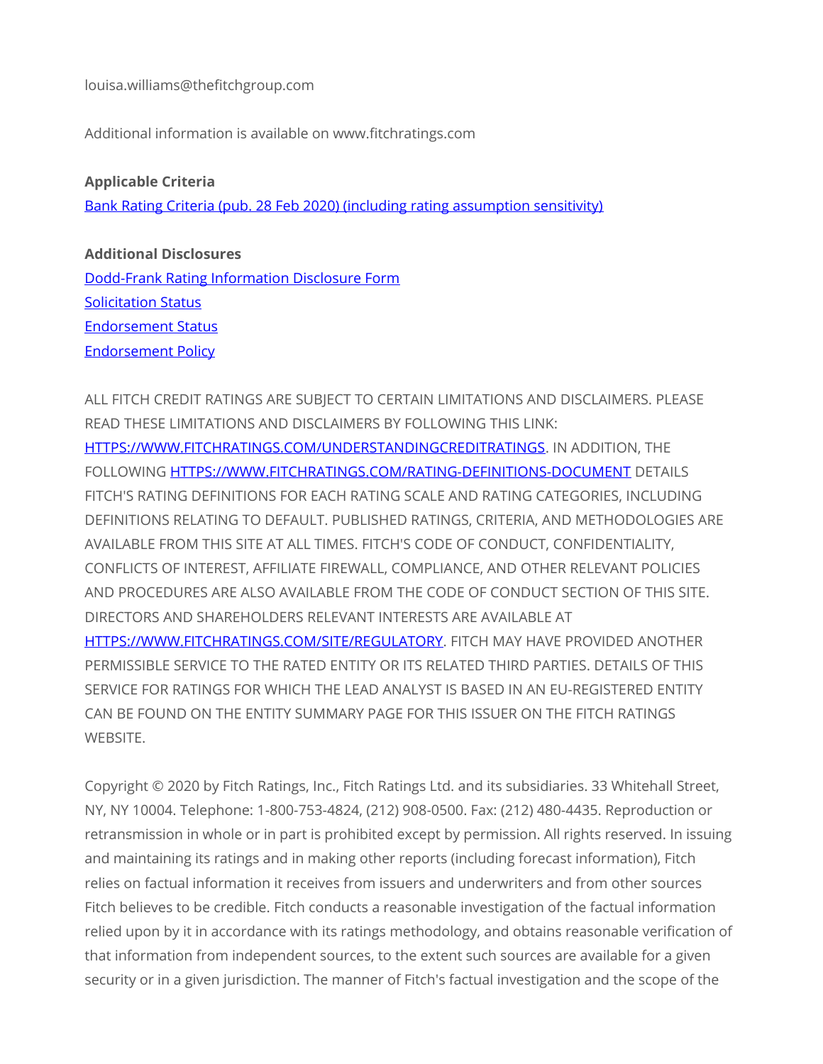louisa.williams@thefitchgroup.com

Additional information is available on www.fitchratings.com

**Applicable Criteria**

[Bank Rating Criteria (pub. 28 Feb 2020) (including rating assumption sensitivity)]()

**Additional Disclosures**

[Dodd-Frank Rating Information Disclosure Form]()

[Solicitation Status]()

[Endorsement Status]()

[Endorsement Policy]()

ALL FITCH CREDIT RATINGS ARE SUBJECT TO CERTAIN LIMITATIONS AND DISCLAIMERS. PLEASE READ THESE LIMITATIONS AND DISCLAIMERS BY FOLLOWING THIS LINK: HTTPS://WWW.FITCHRATINGS.COM/UNDERSTANDINGCREDITRATINGS. IN ADDITION, THE FOLLOWING HTTPS://WWW.FITCHRATINGS.COM/RATING-DEFINITIONS-DOCUMENT DETAILS FITCH'S RATING DEFINITIONS FOR EACH RATING SCALE AND RATING CATEGORIES, INCLUDING DEFINITIONS RELATING TO DEFAULT. PUBLISHED RATINGS, CRITERIA, AND METHODOLOGIES ARE AVAILABLE FROM THIS SITE AT ALL TIMES. FITCH'S CODE OF CONDUCT, CONFIDENTIALITY, CONFLICTS OF INTEREST, AFFILIATE FIREWALL, COMPLIANCE, AND OTHER RELEVANT POLICIES AND PROCEDURES ARE ALSO AVAILABLE FROM THE CODE OF CONDUCT SECTION OF THIS SITE. DIRECTORS AND SHAREHOLDERS RELEVANT INTERESTS ARE AVAILABLE AT HTTPS://WWW.FITCHRATINGS.COM/SITE/REGULATORY. FITCH MAY HAVE PROVIDED ANOTHER PERMISSIBLE SERVICE TO THE RATED ENTITY OR ITS RELATED THIRD PARTIES. DETAILS OF THIS SERVICE FOR RATINGS FOR WHICH THE LEAD ANALYST IS BASED IN AN EU-REGISTERED ENTITY CAN BE FOUND ON THE ENTITY SUMMARY PAGE FOR THIS ISSUER ON THE FITCH RATINGS WEBSITE.

Copyright © 2020 by Fitch Ratings, Inc., Fitch Ratings Ltd. and its subsidiaries. 33 Whitehall Street, NY, NY 10004. Telephone: 1-800-753-4824, (212) 908-0500. Fax: (212) 480-4435. Reproduction or retransmission in whole or in part is prohibited except by permission. All rights reserved. In issuing and maintaining its ratings and in making other reports (including forecast information), Fitch relies on factual information it receives from issuers and underwriters and from other sources Fitch believes to be credible. Fitch conducts a reasonable investigation of the factual information relied upon by it in accordance with its ratings methodology, and obtains reasonable verification of that information from independent sources, to the extent such sources are available for a given security or in a given jurisdiction. The manner of Fitch's factual investigation and the scope of the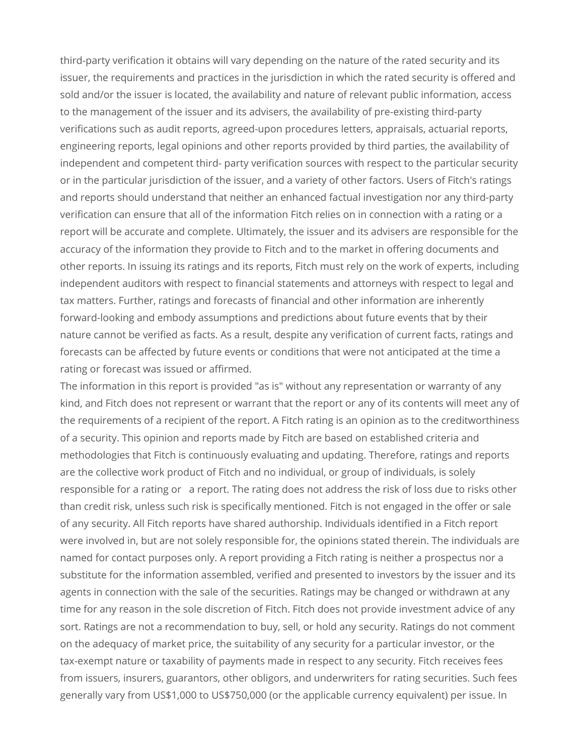third-party verification it obtains will vary depending on the nature of the rated security and its issuer, the requirements and practices in the jurisdiction in which the rated security is offered and sold and/or the issuer is located, the availability and nature of relevant public information, access to the management of the issuer and its advisers, the availability of pre-existing third-party verifications such as audit reports, agreed-upon procedures letters, appraisals, actuarial reports, engineering reports, legal opinions and other reports provided by third parties, the availability of independent and competent third- party verification sources with respect to the particular security or in the particular jurisdiction of the issuer, and a variety of other factors. Users of Fitch's ratings and reports should understand that neither an enhanced factual investigation nor any third-party verification can ensure that all of the information Fitch relies on in connection with a rating or a report will be accurate and complete. Ultimately, the issuer and its advisers are responsible for the accuracy of the information they provide to Fitch and to the market in offering documents and other reports. In issuing its ratings and its reports, Fitch must rely on the work of experts, including independent auditors with respect to financial statements and attorneys with respect to legal and tax matters. Further, ratings and forecasts of financial and other information are inherently forward-looking and embody assumptions and predictions about future events that by their nature cannot be verified as facts. As a result, despite any verification of current facts, ratings and forecasts can be affected by future events or conditions that were not anticipated at the time a rating or forecast was issued or affirmed.

The information in this report is provided "as is" without any representation or warranty of any kind, and Fitch does not represent or warrant that the report or any of its contents will meet any of the requirements of a recipient of the report. A Fitch rating is an opinion as to the creditworthiness of a security. This opinion and reports made by Fitch are based on established criteria and methodologies that Fitch is continuously evaluating and updating. Therefore, ratings and reports are the collective work product of Fitch and no individual, or group of individuals, is solely responsible for a rating or a report. The rating does not address the risk of loss due to risks other than credit risk, unless such risk is specifically mentioned. Fitch is not engaged in the offer or sale of any security. All Fitch reports have shared authorship. Individuals identified in a Fitch report were involved in, but are not solely responsible for, the opinions stated therein. The individuals are named for contact purposes only. A report providing a Fitch rating is neither a prospectus nor a substitute for the information assembled, verified and presented to investors by the issuer and its agents in connection with the sale of the securities. Ratings may be changed or withdrawn at any time for any reason in the sole discretion of Fitch. Fitch does not provide investment advice of any sort. Ratings are not a recommendation to buy, sell, or hold any security. Ratings do not comment on the adequacy of market price, the suitability of any security for a particular investor, or the tax-exempt nature or taxability of payments made in respect to any security. Fitch receives fees from issuers, insurers, guarantors, other obligors, and underwriters for rating securities. Such fees generally vary from US$1,000 to US$750,000 (or the applicable currency equivalent) per issue. In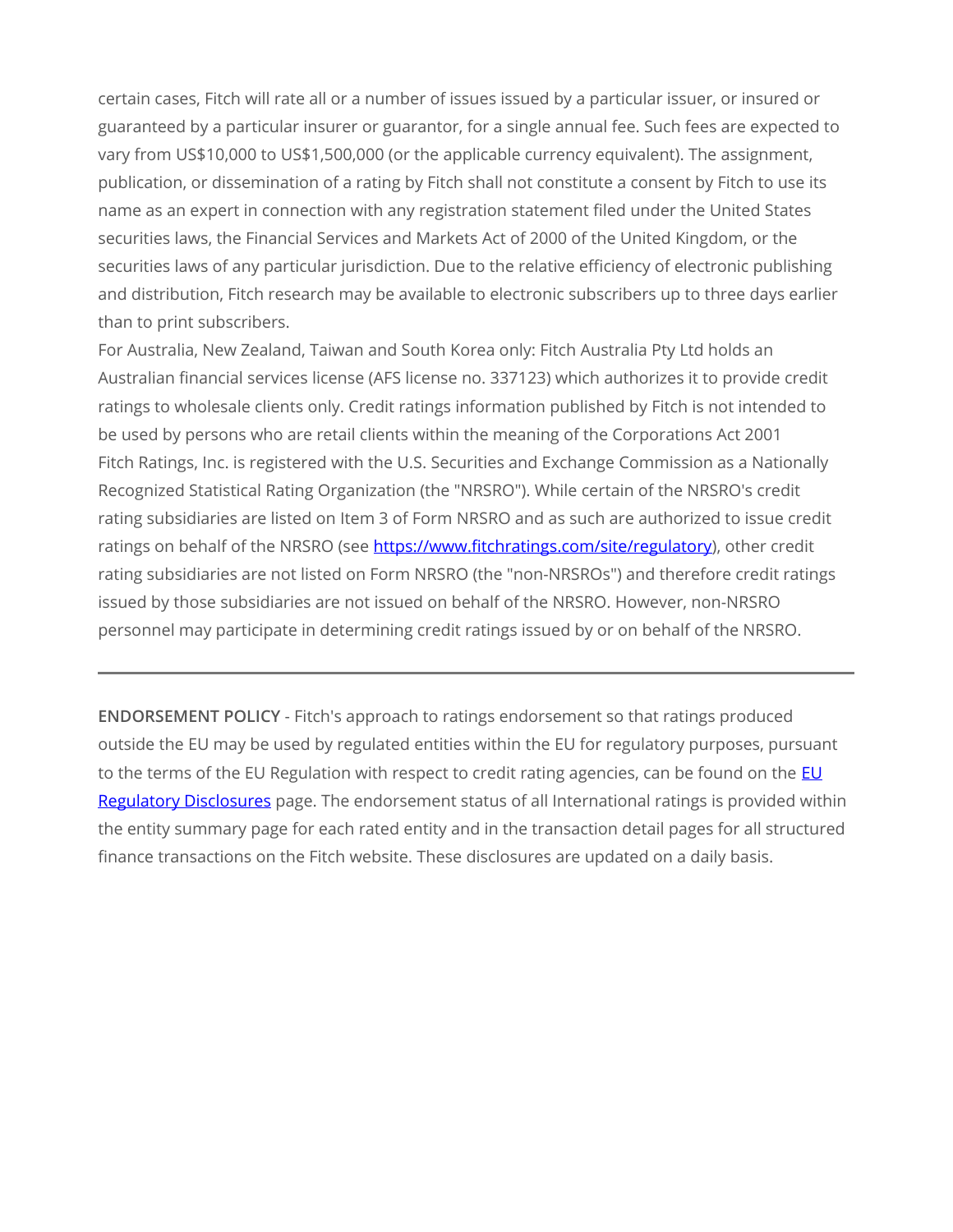certain cases, Fitch will rate all or a number of issues issued by a particular issuer, or insured or guaranteed by a particular insurer or guarantor, for a single annual fee. Such fees are expected to vary from US$10,000 to US$1,500,000 (or the applicable currency equivalent). The assignment, publication, or dissemination of a rating by Fitch shall not constitute a consent by Fitch to use its name as an expert in connection with any registration statement filed under the United States securities laws, the Financial Services and Markets Act of 2000 of the United Kingdom, or the securities laws of any particular jurisdiction. Due to the relative efficiency of electronic publishing and distribution, Fitch research may be available to electronic subscribers up to three days earlier than to print subscribers.

For Australia, New Zealand, Taiwan and South Korea only: Fitch Australia Pty Ltd holds an Australian financial services license (AFS license no. 337123) which authorizes it to provide credit ratings to wholesale clients only. Credit ratings information published by Fitch is not intended to be used by persons who are retail clients within the meaning of the Corporations Act 2001

Fitch Ratings, Inc. is registered with the U.S. Securities and Exchange Commission as a Nationally Recognized Statistical Rating Organization (the "NRSRO"). While certain of the NRSRO's credit rating subsidiaries are listed on Item 3 of Form NRSRO and as such are authorized to issue credit ratings on behalf of the NRSRO (see [https://www.fitchratings.com/site/regulatory](https://www.fitchratings.com/site/regulatory)), other credit rating subsidiaries are not listed on Form NRSRO (the "non-NRSROs") and therefore credit ratings issued by those subsidiaries are not issued on behalf of the NRSRO. However, non-NRSRO personnel may participate in determining credit ratings issued by or on behalf of the NRSRO.

---

**ENDORSEMENT POLICY** - Fitch's approach to ratings endorsement so that ratings produced outside the EU may be used by regulated entities within the EU for regulatory purposes, pursuant to the terms of the EU Regulation with respect to credit rating agencies, can be found on the EU Regulatory Disclosures page. The endorsement status of all International ratings is provided within the entity summary page for each rated entity and in the transaction detail pages for all structured finance transactions on the Fitch website. These disclosures are updated on a daily basis.